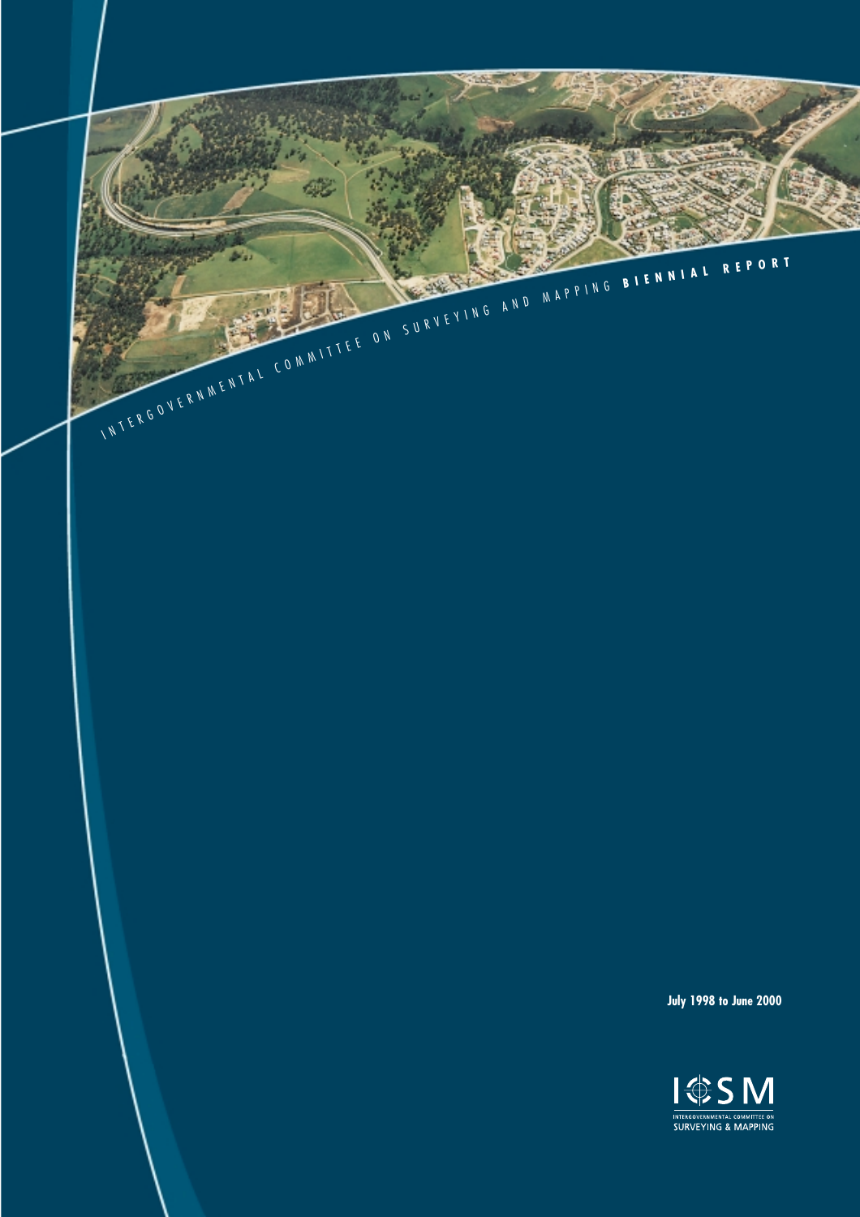# INTERGOVERNMENTAL COMMITTEE ON SURVEYING AND MAPPING **BIENNIAL REPORT**

**July 1998 to June 2000**

ICSM

INTERGOVERNMENTAL COMMITTEE ON SURVEYING & MAPPING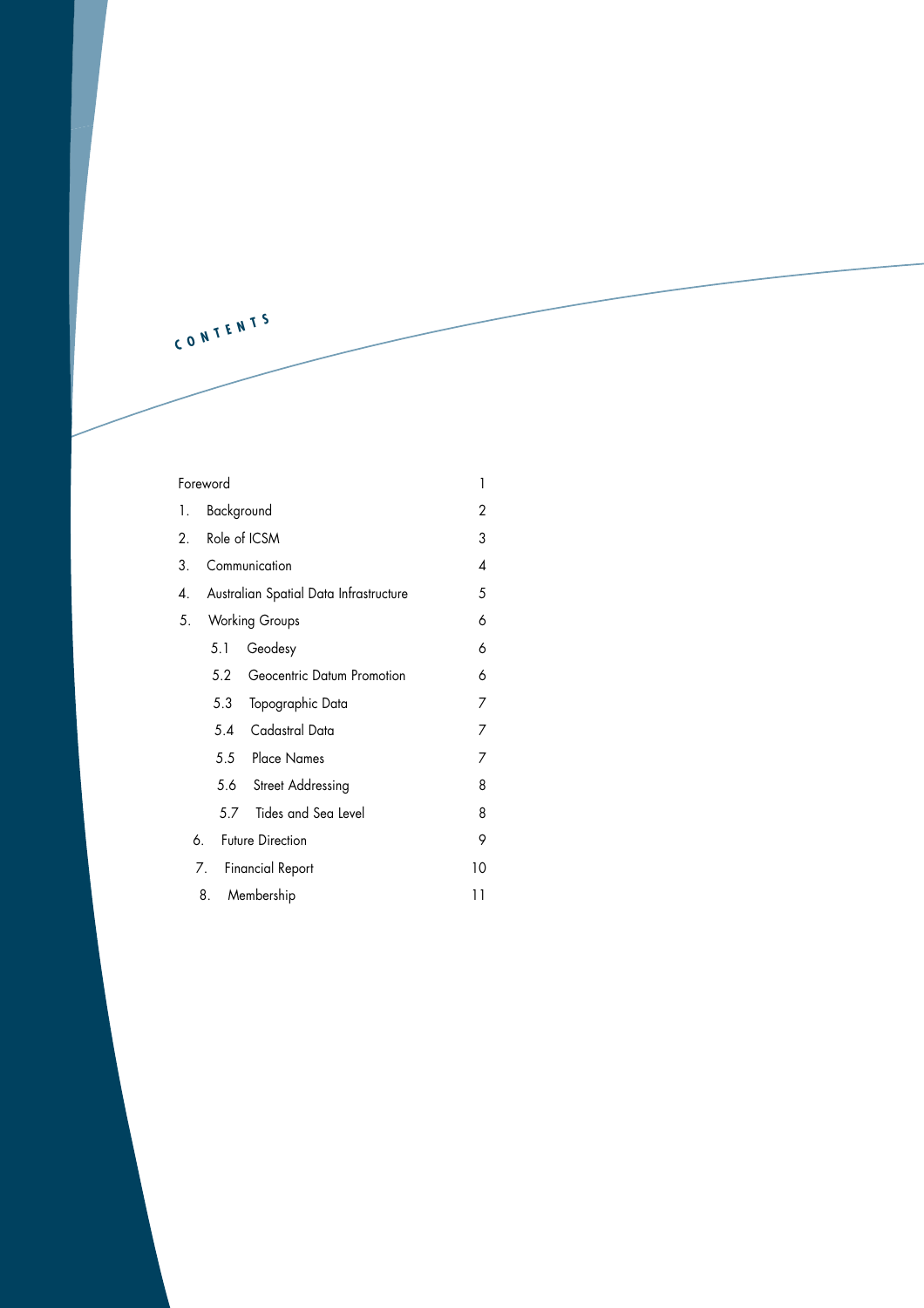# CONTENTS

| | |
|---|---|
| Foreword | 1 |
| 1. Background | 2 |
| 2. Role of ICSM | 3 |
| 3. Communication | 4 |
| 4. Australian Spatial Data Infrastructure | 5 |
| 5. Working Groups | 6 |
| 5.1 Geodesy | 6 |
| 5.2 Geocentric Datum Promotion | 6 |
| 5.3 Topographic Data | 7 |
| 5.4 Cadastral Data | 7 |
| 5.5 Place Names | 7 |
| 5.6 Street Addressing | 8 |
| 5.7 Tides and Sea Level | 8 |
| 6. Future Direction | 9 |
| 7. Financial Report | 10 |
| 8. Membership | 11 |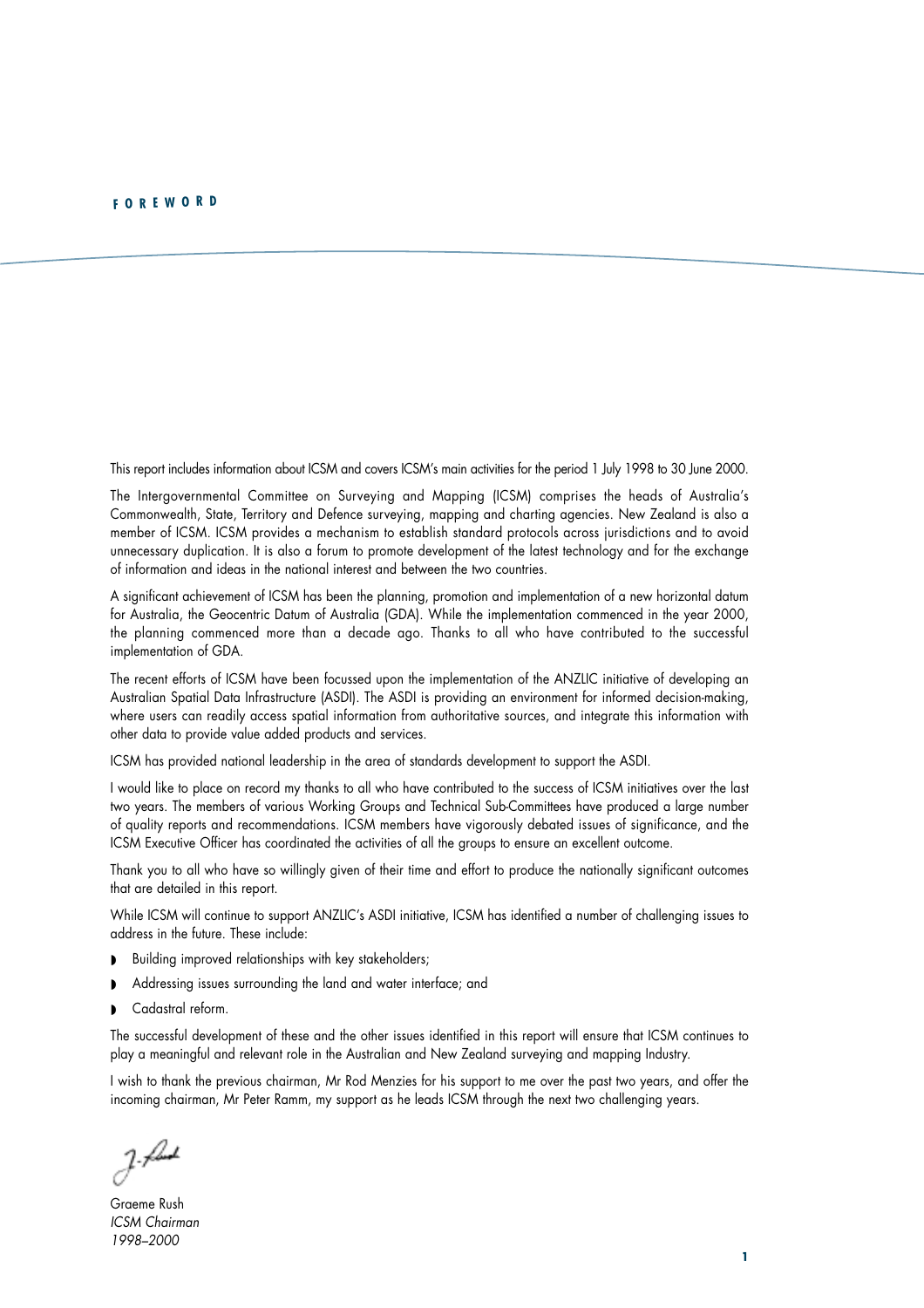# FOREWORD

This report includes information about ICSM and covers ICSM's main activities for the period 1 July 1998 to 30 June 2000.

The Intergovernmental Committee on Surveying and Mapping (ICSM) comprises the heads of Australia's Commonwealth, State, Territory and Defence surveying, mapping and charting agencies. New Zealand is also a member of ICSM. ICSM provides a mechanism to establish standard protocols across jurisdictions and to avoid unnecessary duplication. It is also a forum to promote development of the latest technology and for the exchange of information and ideas in the national interest and between the two countries.

A significant achievement of ICSM has been the planning, promotion and implementation of a new horizontal datum for Australia, the Geocentric Datum of Australia (GDA). While the implementation commenced in the year 2000, the planning commenced more than a decade ago. Thanks to all who have contributed to the successful implementation of GDA.

The recent efforts of ICSM have been focussed upon the implementation of the ANZLIC initiative of developing an Australian Spatial Data Infrastructure (ASDI). The ASDI is providing an environment for informed decision-making, where users can readily access spatial information from authoritative sources, and integrate this information with other data to provide value added products and services.

ICSM has provided national leadership in the area of standards development to support the ASDI.

I would like to place on record my thanks to all who have contributed to the success of ICSM initiatives over the last two years. The members of various Working Groups and Technical Sub-Committees have produced a large number of quality reports and recommendations. ICSM members have vigorously debated issues of significance, and the ICSM Executive Officer has coordinated the activities of all the groups to ensure an excellent outcome.

Thank you to all who have so willingly given of their time and effort to produce the nationally significant outcomes that are detailed in this report.

While ICSM will continue to support ANZLIC's ASDI initiative, ICSM has identified a number of challenging issues to address in the future. These include:

- Building improved relationships with key stakeholders;
- Addressing issues surrounding the land and water interface; and
- Cadastral reform.

The successful development of these and the other issues identified in this report will ensure that ICSM continues to play a meaningful and relevant role in the Australian and New Zealand surveying and mapping Industry.

I wish to thank the previous chairman, Mr Rod Menzies for his support to me over the past two years, and offer the incoming chairman, Mr Peter Ramm, my support as he leads ICSM through the next two challenging years.

Graeme Rush  
*ICSM Chairman*  
*1998–2000*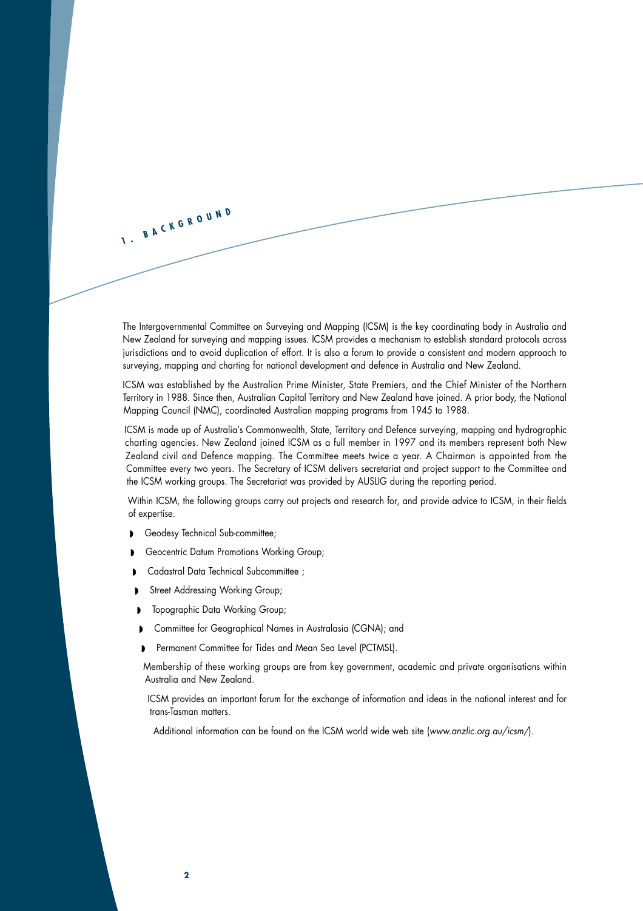# 1. BACKGROUND

The Intergovernmental Committee on Surveying and Mapping (ICSM) is the key coordinating body in Australia and New Zealand for surveying and mapping issues. ICSM provides a mechanism to establish standard protocols across jurisdictions and to avoid duplication of effort. It is also a forum to provide a consistent and modern approach to surveying, mapping and charting for national development and defence in Australia and New Zealand.

ICSM was established by the Australian Prime Minister, State Premiers, and the Chief Minister of the Northern Territory in 1988. Since then, Australian Capital Territory and New Zealand have joined. A prior body, the National Mapping Council (NMC), coordinated Australian mapping programs from 1945 to 1988.

ICSM is made up of Australia's Commonwealth, State, Territory and Defence surveying, mapping and hydrographic charting agencies. New Zealand joined ICSM as a full member in 1997 and its members represent both New Zealand civil and Defence mapping. The Committee meets twice a year. A Chairman is appointed from the Committee every two years. The Secretary of ICSM delivers secretariat and project support to the Committee and the ICSM working groups. The Secretariat was provided by AUSLIG during the reporting period.

Within ICSM, the following groups carry out projects and research for, and provide advice to ICSM, in their fields of expertise.

- Geodesy Technical Sub-committee;
- Geocentric Datum Promotions Working Group;
- Cadastral Data Technical Subcommittee ;
- Street Addressing Working Group;
- Topographic Data Working Group;
- Committee for Geographical Names in Australasia (CGNA); and
- Permanent Committee for Tides and Mean Sea Level (PCTMSL).

Membership of these working groups are from key government, academic and private organisations within Australia and New Zealand.

ICSM provides an important forum for the exchange of information and ideas in the national interest and for trans-Tasman matters.

Additional information can be found on the ICSM world wide web site (*www.anzlic.org.au/icsm/*).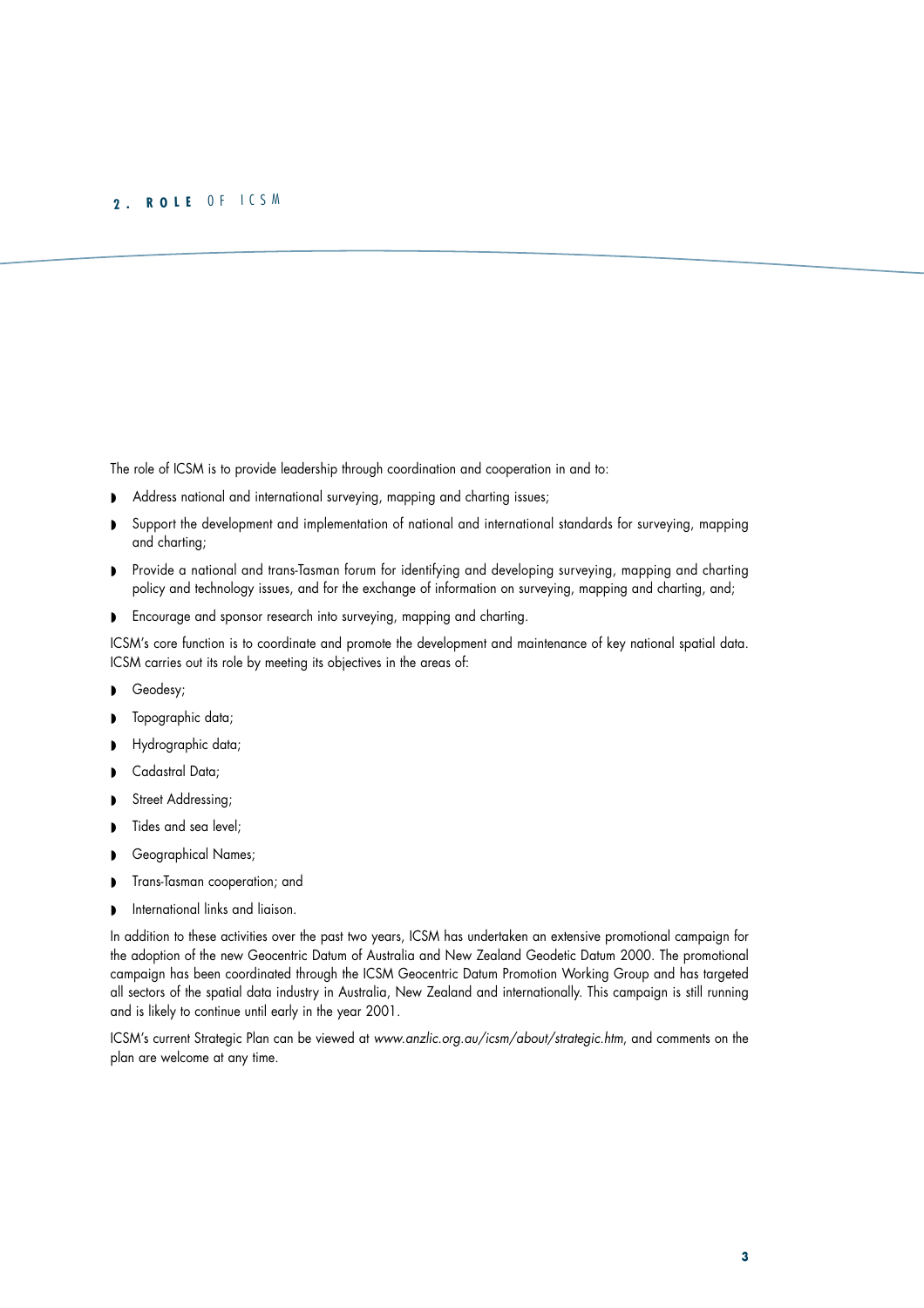## 2. ROLE OF ICSM

The role of ICSM is to provide leadership through coordination and cooperation in and to:

- Address national and international surveying, mapping and charting issues;
- Support the development and implementation of national and international standards for surveying, mapping and charting;
- Provide a national and trans-Tasman forum for identifying and developing surveying, mapping and charting policy and technology issues, and for the exchange of information on surveying, mapping and charting, and;
- Encourage and sponsor research into surveying, mapping and charting.

ICSM's core function is to coordinate and promote the development and maintenance of key national spatial data. ICSM carries out its role by meeting its objectives in the areas of:

- Geodesy;
- Topographic data;
- Hydrographic data;
- Cadastral Data;
- Street Addressing;
- Tides and sea level;
- Geographical Names;
- Trans-Tasman cooperation; and
- International links and liaison.

In addition to these activities over the past two years, ICSM has undertaken an extensive promotional campaign for the adoption of the new Geocentric Datum of Australia and New Zealand Geodetic Datum 2000. The promotional campaign has been coordinated through the ICSM Geocentric Datum Promotion Working Group and has targeted all sectors of the spatial data industry in Australia, New Zealand and internationally. This campaign is still running and is likely to continue until early in the year 2001.

ICSM's current Strategic Plan can be viewed at *www.anzlic.org.au/icsm/about/strategic.htm*, and comments on the plan are welcome at any time.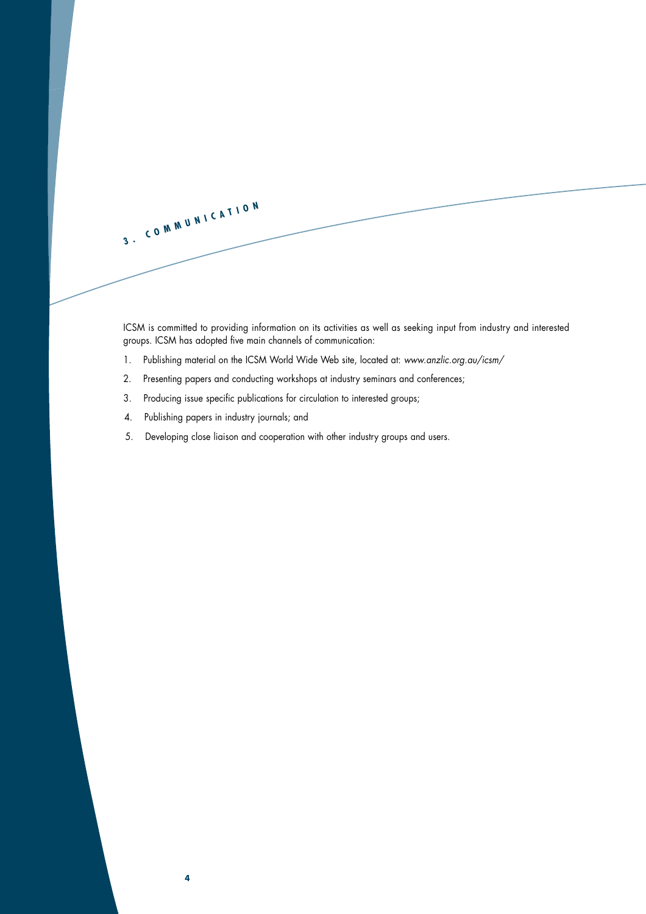## 3. COMMUNICATION

ICSM is committed to providing information on its activities as well as seeking input from industry and interested groups. ICSM has adopted five main channels of communication:

1. Publishing material on the ICSM World Wide Web site, located at: *www.anzlic.org.au/icsm/*
2. Presenting papers and conducting workshops at industry seminars and conferences;
3. Producing issue specific publications for circulation to interested groups;
4. Publishing papers in industry journals; and
5. Developing close liaison and cooperation with other industry groups and users.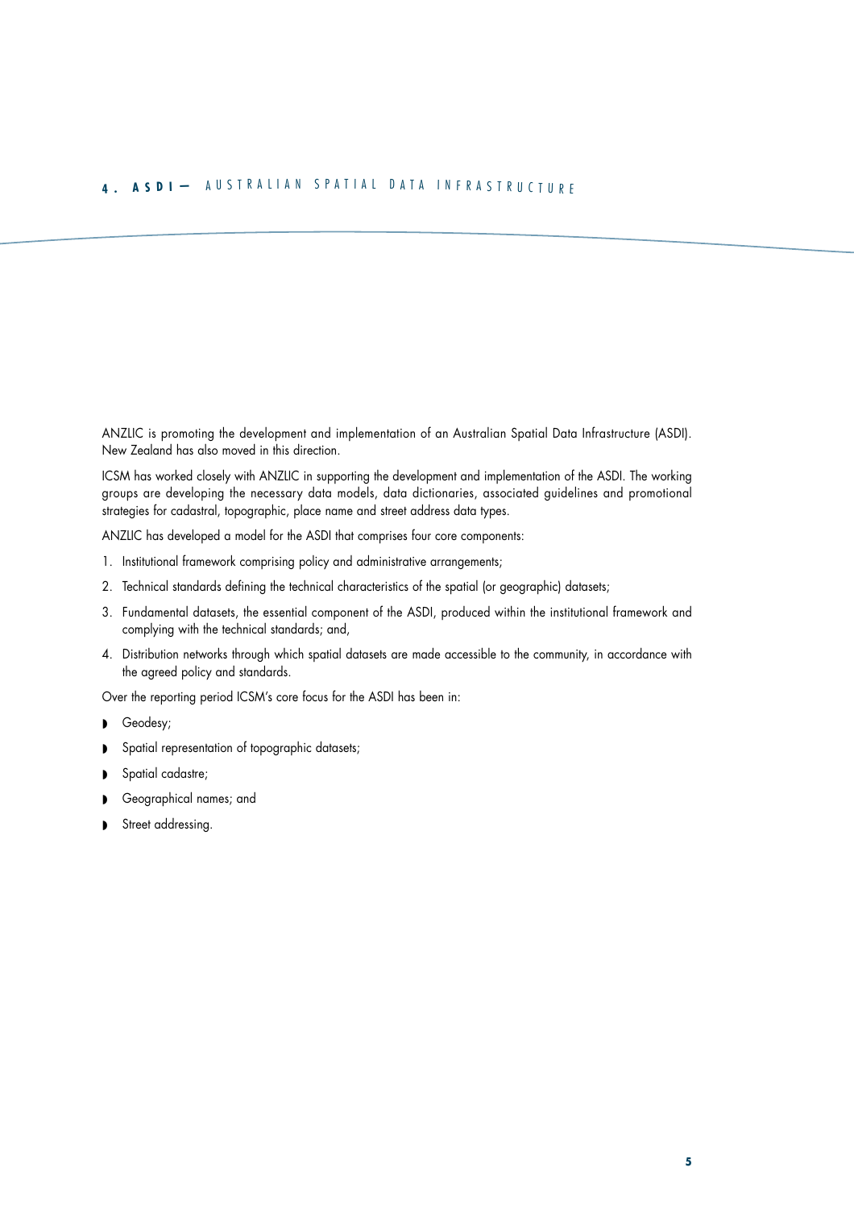# 4. ASDI — AUSTRALIAN SPATIAL DATA INFRASTRUCTURE

ANZLIC is promoting the development and implementation of an Australian Spatial Data Infrastructure (ASDI). New Zealand has also moved in this direction.

ICSM has worked closely with ANZLIC in supporting the development and implementation of the ASDI. The working groups are developing the necessary data models, data dictionaries, associated guidelines and promotional strategies for cadastral, topographic, place name and street address data types.

ANZLIC has developed a model for the ASDI that comprises four core components:

1. Institutional framework comprising policy and administrative arrangements;
2. Technical standards defining the technical characteristics of the spatial (or geographic) datasets;
3. Fundamental datasets, the essential component of the ASDI, produced within the institutional framework and complying with the technical standards; and,
4. Distribution networks through which spatial datasets are made accessible to the community, in accordance with the agreed policy and standards.

Over the reporting period ICSM's core focus for the ASDI has been in:

- Geodesy;
- Spatial representation of topographic datasets;
- Spatial cadastre;
- Geographical names; and
- Street addressing.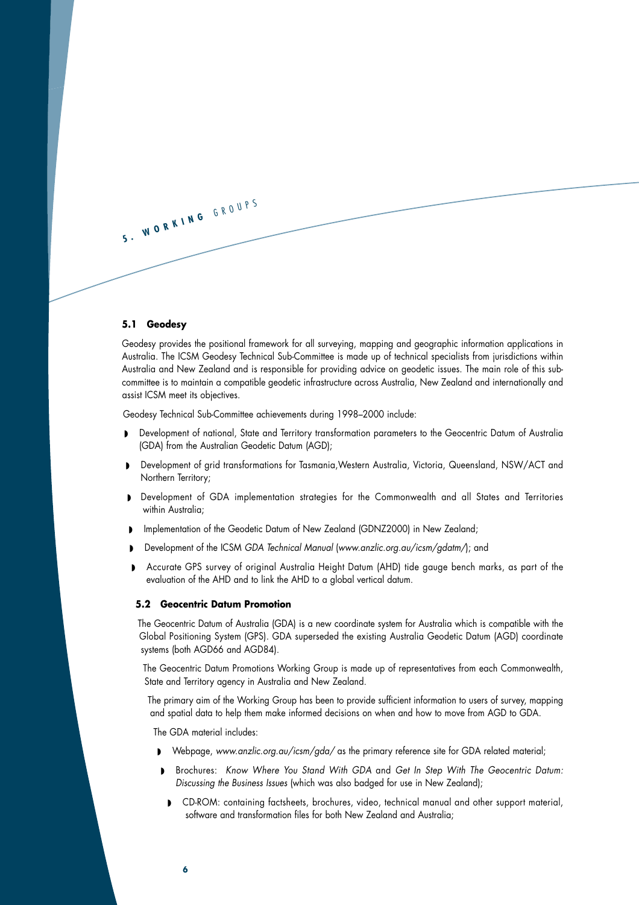# 5. WORKING GROUPS

## 5.1 Geodesy

Geodesy provides the positional framework for all surveying, mapping and geographic information applications in Australia. The ICSM Geodesy Technical Sub-Committee is made up of technical specialists from jurisdictions within Australia and New Zealand and is responsible for providing advice on geodetic issues. The main role of this sub-committee is to maintain a compatible geodetic infrastructure across Australia, New Zealand and internationally and assist ICSM meet its objectives.

Geodesy Technical Sub-Committee achievements during 1998–2000 include:

- Development of national, State and Territory transformation parameters to the Geocentric Datum of Australia (GDA) from the Australian Geodetic Datum (AGD);
- Development of grid transformations for Tasmania,Western Australia, Victoria, Queensland, NSW/ACT and Northern Territory;
- Development of GDA implementation strategies for the Commonwealth and all States and Territories within Australia;
- Implementation of the Geodetic Datum of New Zealand (GDNZ2000) in New Zealand;
- Development of the ICSM *GDA Technical Manual* (*www.anzlic.org.au/icsm/gdatm/*); and
- Accurate GPS survey of original Australia Height Datum (AHD) tide gauge bench marks, as part of the evaluation of the AHD and to link the AHD to a global vertical datum.

## 5.2 Geocentric Datum Promotion

The Geocentric Datum of Australia (GDA) is a new coordinate system for Australia which is compatible with the Global Positioning System (GPS). GDA superseded the existing Australia Geodetic Datum (AGD) coordinate systems (both AGD66 and AGD84).

The Geocentric Datum Promotions Working Group is made up of representatives from each Commonwealth, State and Territory agency in Australia and New Zealand.

The primary aim of the Working Group has been to provide sufficient information to users of survey, mapping and spatial data to help them make informed decisions on when and how to move from AGD to GDA.

The GDA material includes:

- Webpage, *www.anzlic.org.au/icsm/gda/* as the primary reference site for GDA related material;
- Brochures: *Know Where You Stand With GDA* and *Get In Step With The Geocentric Datum: Discussing the Business Issues* (which was also badged for use in New Zealand);
- CD-ROM: containing factsheets, brochures, video, technical manual and other support material, software and transformation files for both New Zealand and Australia;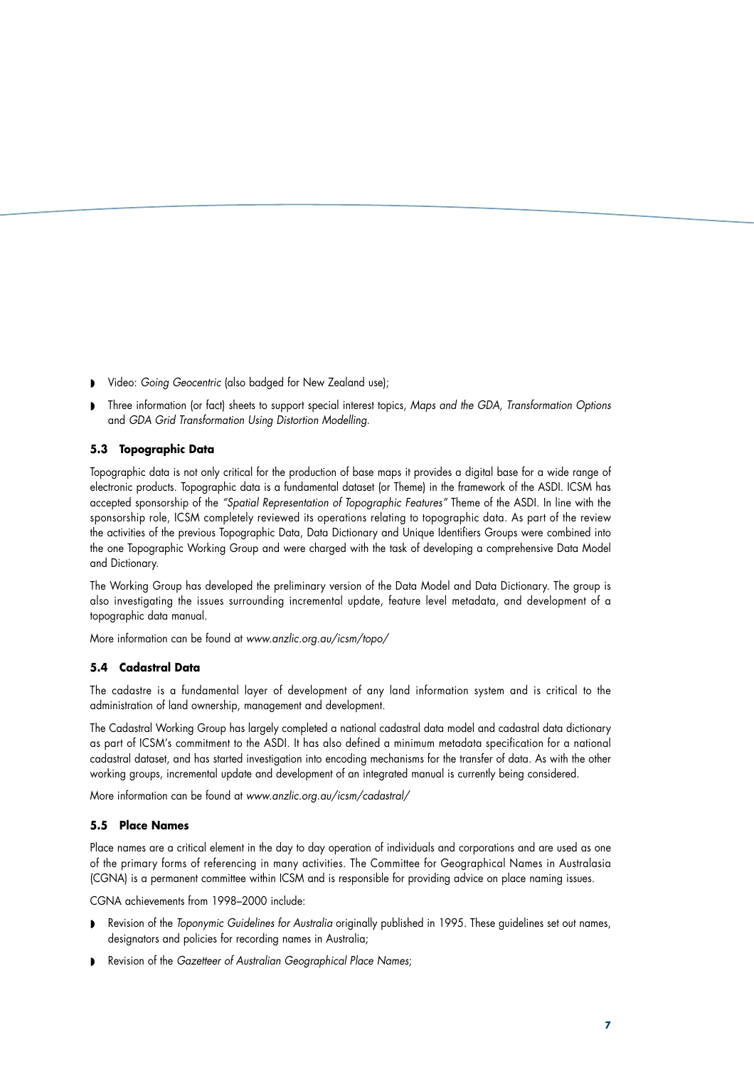- Video: *Going Geocentric* (also badged for New Zealand use);
- Three information (or fact) sheets to support special interest topics, *Maps and the GDA, Transformation Options* and *GDA Grid Transformation Using Distortion Modelling.*

### 5.3 Topographic Data

Topographic data is not only critical for the production of base maps it provides a digital base for a wide range of electronic products. Topographic data is a fundamental dataset (or Theme) in the framework of the ASDI. ICSM has accepted sponsorship of the *"Spatial Representation of Topographic Features"* Theme of the ASDI. In line with the sponsorship role, ICSM completely reviewed its operations relating to topographic data. As part of the review the activities of the previous Topographic Data, Data Dictionary and Unique Identifiers Groups were combined into the one Topographic Working Group and were charged with the task of developing a comprehensive Data Model and Dictionary.

The Working Group has developed the preliminary version of the Data Model and Data Dictionary. The group is also investigating the issues surrounding incremental update, feature level metadata, and development of a topographic data manual.

More information can be found at *www.anzlic.org.au/icsm/topo/*

### 5.4 Cadastral Data

The cadastre is a fundamental layer of development of any land information system and is critical to the administration of land ownership, management and development.

The Cadastral Working Group has largely completed a national cadastral data model and cadastral data dictionary as part of ICSM's commitment to the ASDI. It has also defined a minimum metadata specification for a national cadastral dataset, and has started investigation into encoding mechanisms for the transfer of data. As with the other working groups, incremental update and development of an integrated manual is currently being considered.

More information can be found at *www.anzlic.org.au/icsm/cadastral/*

### 5.5 Place Names

Place names are a critical element in the day to day operation of individuals and corporations and are used as one of the primary forms of referencing in many activities. The Committee for Geographical Names in Australasia (CGNA) is a permanent committee within ICSM and is responsible for providing advice on place naming issues.

CGNA achievements from 1998–2000 include:

- Revision of the *Toponymic Guidelines for Australia* originally published in 1995. These guidelines set out names, designators and policies for recording names in Australia;
- Revision of the *Gazetteer of Australian Geographical Place Names*;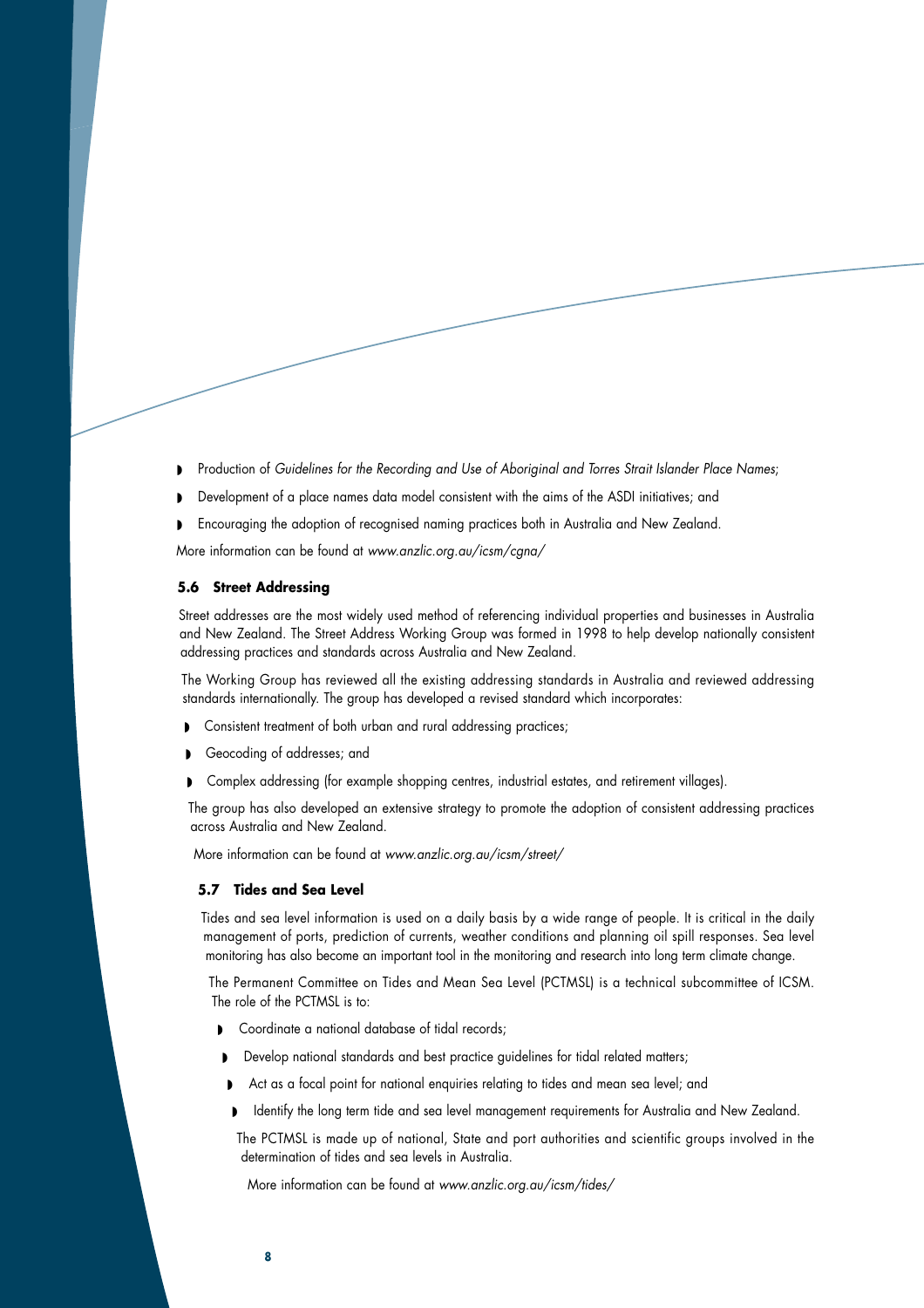- Production of *Guidelines for the Recording and Use of Aboriginal and Torres Strait Islander Place Names*;
- Development of a place names data model consistent with the aims of the ASDI initiatives; and
- Encouraging the adoption of recognised naming practices both in Australia and New Zealand.

More information can be found at *www.anzlic.org.au/icsm/cgna/*

### 5.6 Street Addressing

Street addresses are the most widely used method of referencing individual properties and businesses in Australia and New Zealand. The Street Address Working Group was formed in 1998 to help develop nationally consistent addressing practices and standards across Australia and New Zealand.

The Working Group has reviewed all the existing addressing standards in Australia and reviewed addressing standards internationally. The group has developed a revised standard which incorporates:

- Consistent treatment of both urban and rural addressing practices;
- Geocoding of addresses; and
- Complex addressing (for example shopping centres, industrial estates, and retirement villages).

The group has also developed an extensive strategy to promote the adoption of consistent addressing practices across Australia and New Zealand.

More information can be found at *www.anzlic.org.au/icsm/street/*

### 5.7 Tides and Sea Level

Tides and sea level information is used on a daily basis by a wide range of people. It is critical in the daily management of ports, prediction of currents, weather conditions and planning oil spill responses. Sea level monitoring has also become an important tool in the monitoring and research into long term climate change.

The Permanent Committee on Tides and Mean Sea Level (PCTMSL) is a technical subcommittee of ICSM. The role of the PCTMSL is to:

- Coordinate a national database of tidal records;
- Develop national standards and best practice guidelines for tidal related matters;
- Act as a focal point for national enquiries relating to tides and mean sea level; and
- Identify the long term tide and sea level management requirements for Australia and New Zealand.

The PCTMSL is made up of national, State and port authorities and scientific groups involved in the determination of tides and sea levels in Australia.

More information can be found at *www.anzlic.org.au/icsm/tides/*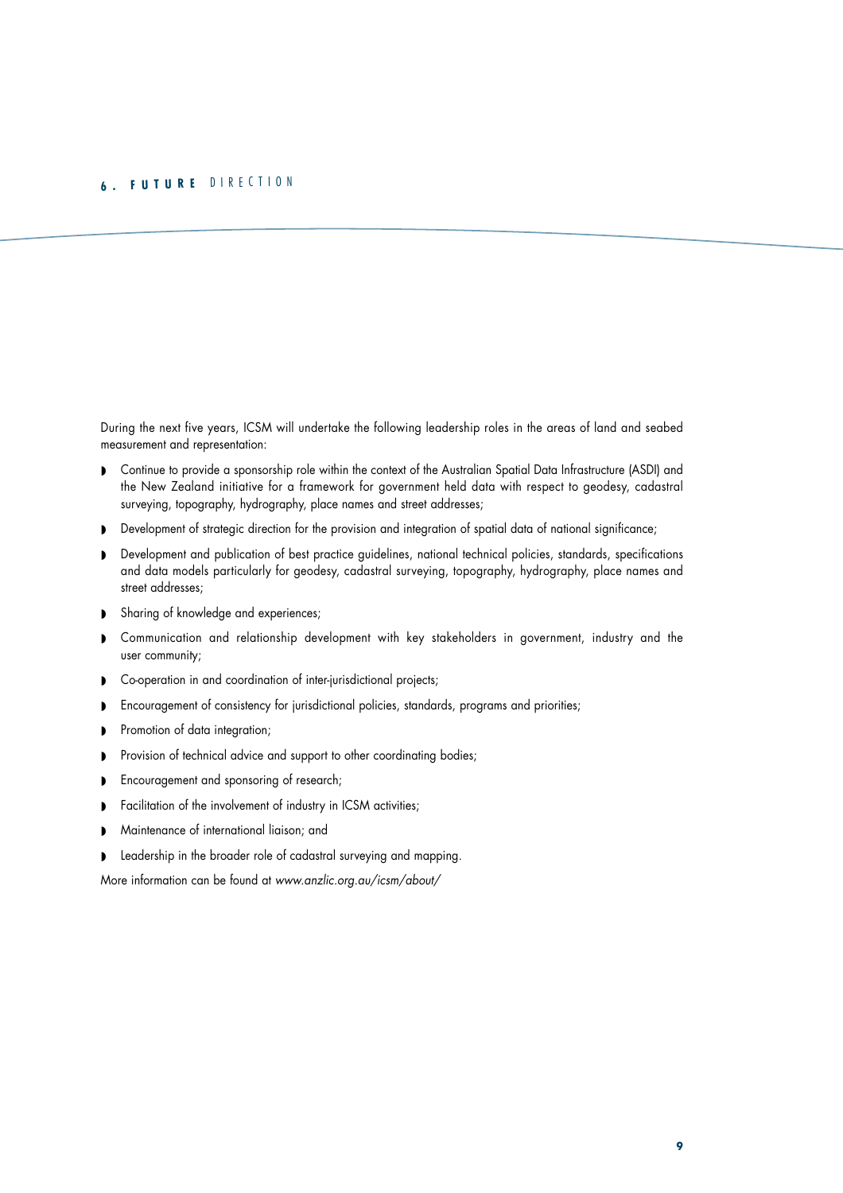## 6. FUTURE DIRECTION

During the next five years, ICSM will undertake the following leadership roles in the areas of land and seabed measurement and representation:

- Continue to provide a sponsorship role within the context of the Australian Spatial Data Infrastructure (ASDI) and the New Zealand initiative for a framework for government held data with respect to geodesy, cadastral surveying, topography, hydrography, place names and street addresses;
- Development of strategic direction for the provision and integration of spatial data of national significance;
- Development and publication of best practice guidelines, national technical policies, standards, specifications and data models particularly for geodesy, cadastral surveying, topography, hydrography, place names and street addresses;
- Sharing of knowledge and experiences;
- Communication and relationship development with key stakeholders in government, industry and the user community;
- Co-operation in and coordination of inter-jurisdictional projects;
- Encouragement of consistency for jurisdictional policies, standards, programs and priorities;
- Promotion of data integration;
- Provision of technical advice and support to other coordinating bodies;
- Encouragement and sponsoring of research;
- Facilitation of the involvement of industry in ICSM activities;
- Maintenance of international liaison; and
- Leadership in the broader role of cadastral surveying and mapping.

More information can be found at *www.anzlic.org.au/icsm/about/*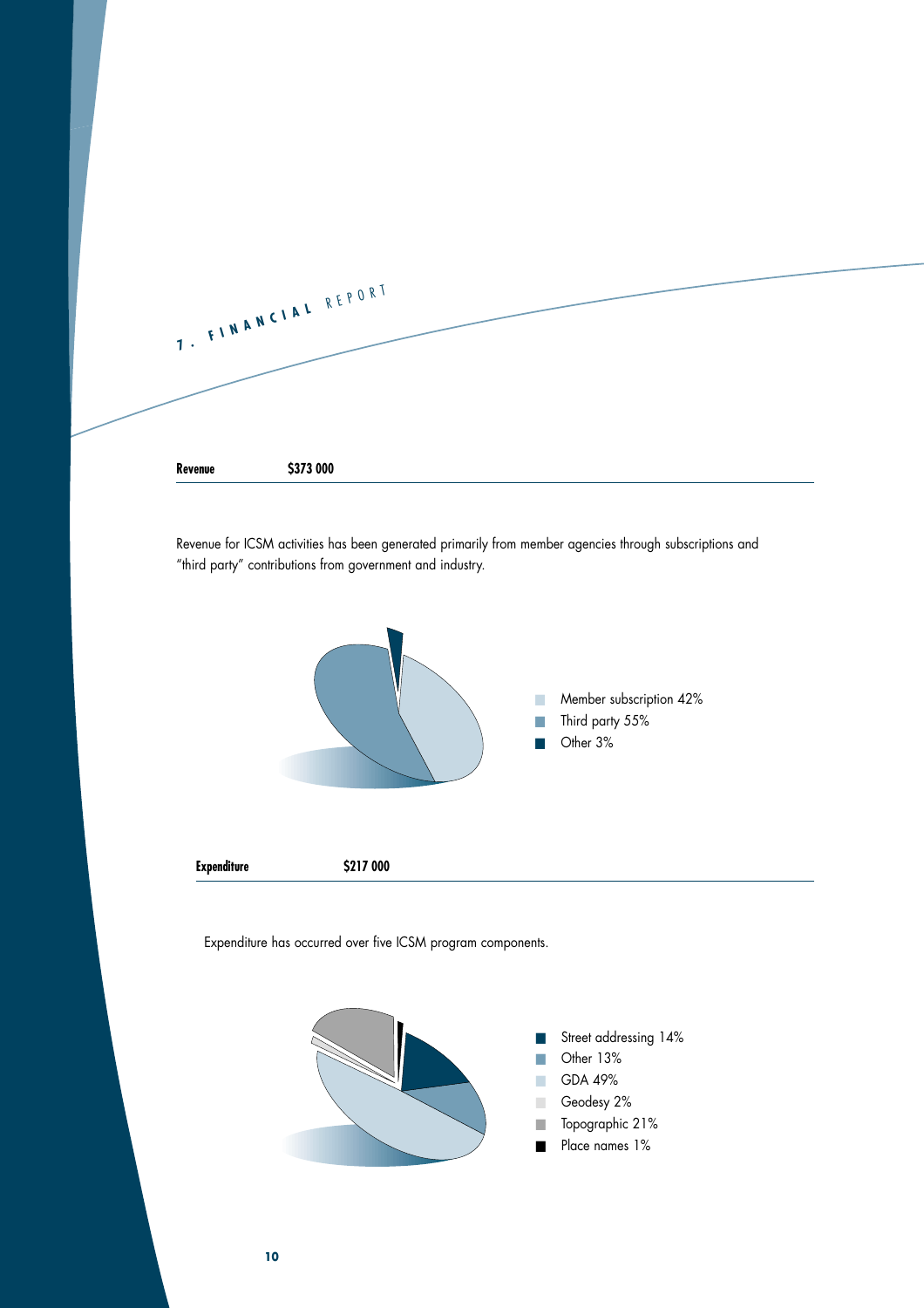# 7. FINANCIAL REPORT

**Revenue** **$373 000**

Revenue for ICSM activities has been generated primarily from member agencies through subscriptions and "third party" contributions from government and industry.

- Member subscription 42%
- Third party 55%
- Other 3%

**Expenditure** **$217 000**

Expenditure has occurred over five ICSM program components.

- Street addressing 14%
- Other 13%
- GDA 49%
- Geodesy 2%
- Topographic 21%
- Place names 1%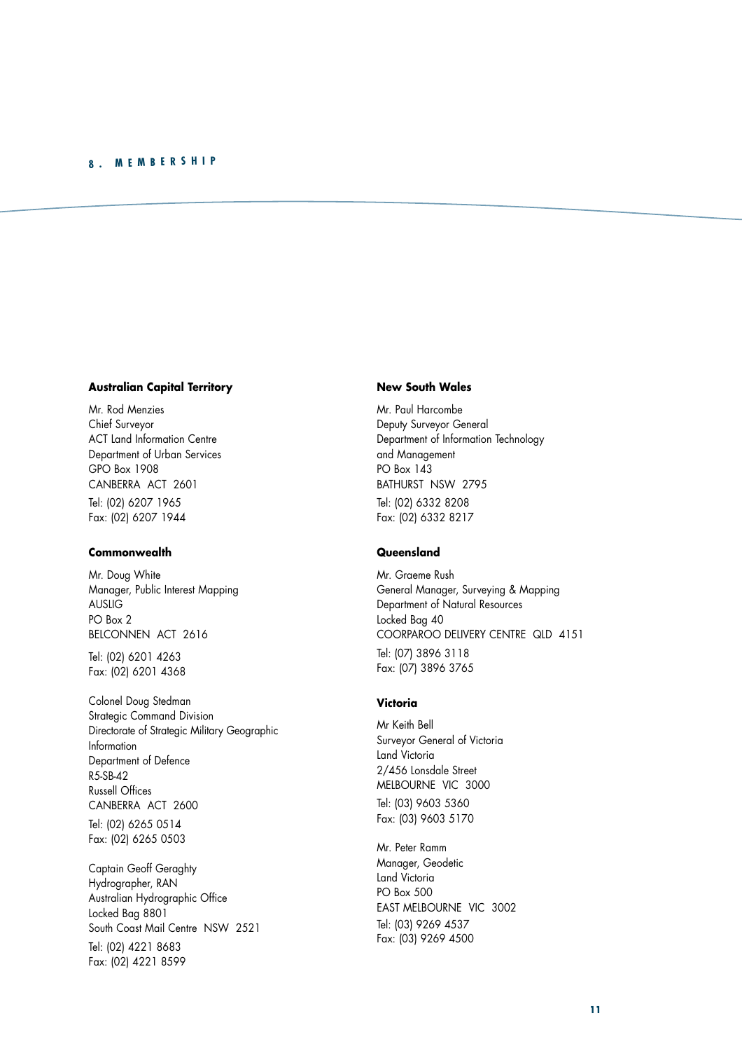## 8. MEMBERSHIP

### Australian Capital Territory

Mr. Rod Menzies
Chief Surveyor
ACT Land Information Centre
Department of Urban Services
GPO Box 1908
CANBERRA ACT 2601

Tel: (02) 6207 1965
Fax: (02) 6207 1944

### Commonwealth

Mr. Doug White
Manager, Public Interest Mapping
AUSLIG
PO Box 2
BELCONNEN ACT 2616

Tel: (02) 6201 4263
Fax: (02) 6201 4368

Colonel Doug Stedman
Strategic Command Division
Directorate of Strategic Military Geographic Information
Department of Defence
R5-SB-42
Russell Offices
CANBERRA ACT 2600

Tel: (02) 6265 0514
Fax: (02) 6265 0503

Captain Geoff Geraghty
Hydrographer, RAN
Australian Hydrographic Office
Locked Bag 8801
South Coast Mail Centre NSW 2521

Tel: (02) 4221 8683
Fax: (02) 4221 8599

### New South Wales

Mr. Paul Harcombe
Deputy Surveyor General
Department of Information Technology and Management
PO Box 143
BATHURST NSW 2795

Tel: (02) 6332 8208
Fax: (02) 6332 8217

### Queensland

Mr. Graeme Rush
General Manager, Surveying & Mapping
Department of Natural Resources
Locked Bag 40
COORPAROO DELIVERY CENTRE QLD 4151

Tel: (07) 3896 3118
Fax: (07) 3896 3765

### Victoria

Mr Keith Bell
Surveyor General of Victoria
Land Victoria
2/456 Lonsdale Street
MELBOURNE VIC 3000

Tel: (03) 9603 5360
Fax: (03) 9603 5170

Mr. Peter Ramm
Manager, Geodetic
Land Victoria
PO Box 500
EAST MELBOURNE VIC 3002

Tel: (03) 9269 4537
Fax: (03) 9269 4500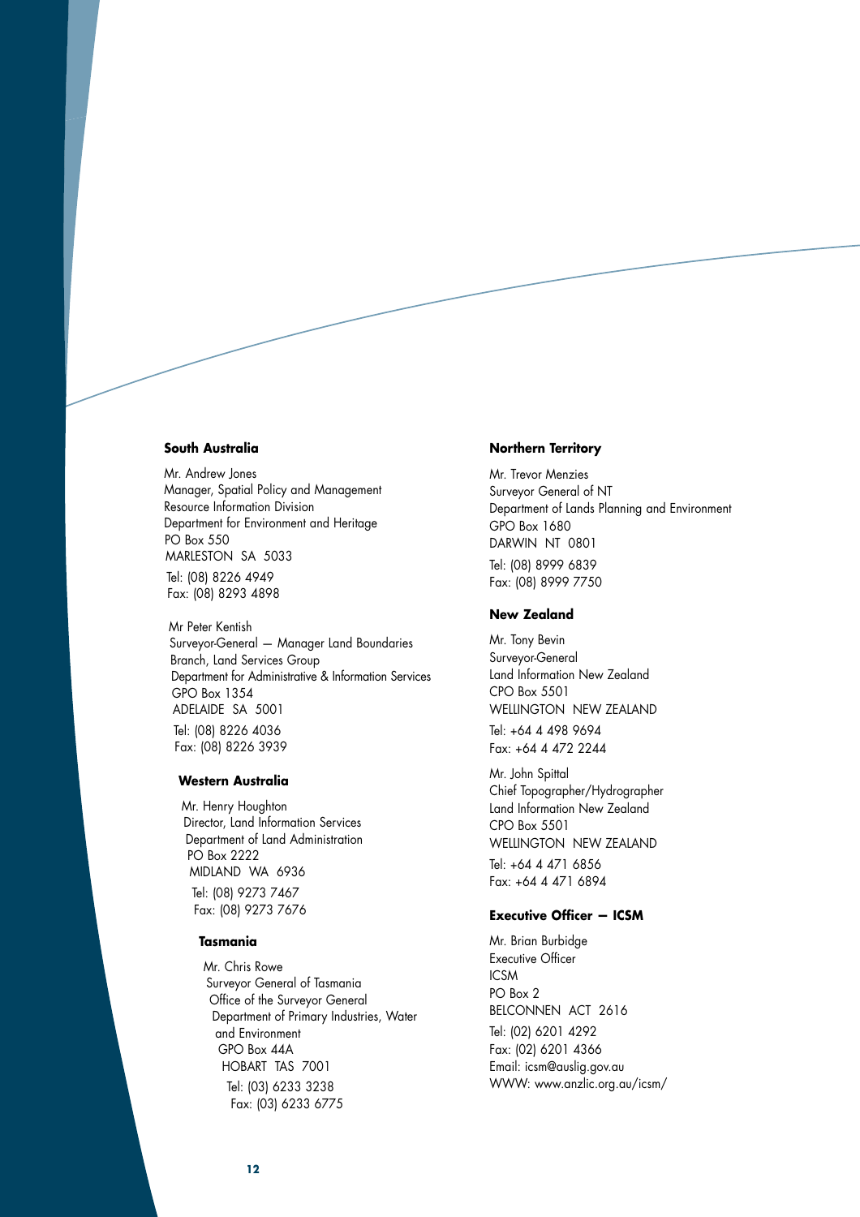### South Australia

Mr. Andrew Jones
Manager, Spatial Policy and Management
Resource Information Division
Department for Environment and Heritage
PO Box 550
MARLESTON SA 5033
Tel: (08) 8226 4949
Fax: (08) 8293 4898

Mr Peter Kentish
Surveyor-General — Manager Land Boundaries Branch, Land Services Group
Department for Administrative & Information Services
GPO Box 1354
ADELAIDE SA 5001
Tel: (08) 8226 4036
Fax: (08) 8226 3939

### Western Australia

Mr. Henry Houghton
Director, Land Information Services
Department of Land Administration
PO Box 2222
MIDLAND WA 6936
Tel: (08) 9273 7467
Fax: (08) 9273 7676

### Tasmania

Mr. Chris Rowe
Surveyor General of Tasmania
Office of the Surveyor General
Department of Primary Industries, Water and Environment
GPO Box 44A
HOBART TAS 7001
Tel: (03) 6233 3238
Fax: (03) 6233 6775

### Northern Territory

Mr. Trevor Menzies
Surveyor General of NT
Department of Lands Planning and Environment
GPO Box 1680
DARWIN NT 0801
Tel: (08) 8999 6839
Fax: (08) 8999 7750

### New Zealand

Mr. Tony Bevin
Surveyor-General
Land Information New Zealand
CPO Box 5501
WELLINGTON NEW ZEALAND
Tel: +64 4 498 9694
Fax: +64 4 472 2244

Mr. John Spittal
Chief Topographer/Hydrographer
Land Information New Zealand
CPO Box 5501
WELLINGTON NEW ZEALAND
Tel: +64 4 471 6856
Fax: +64 4 471 6894

### Executive Officer — ICSM

Mr. Brian Burbidge
Executive Officer
ICSM
PO Box 2
BELCONNEN ACT 2616
Tel: (02) 6201 4292
Fax: (02) 6201 4366
Email: icsm@auslig.gov.au
WWW: www.anzlic.org.au/icsm/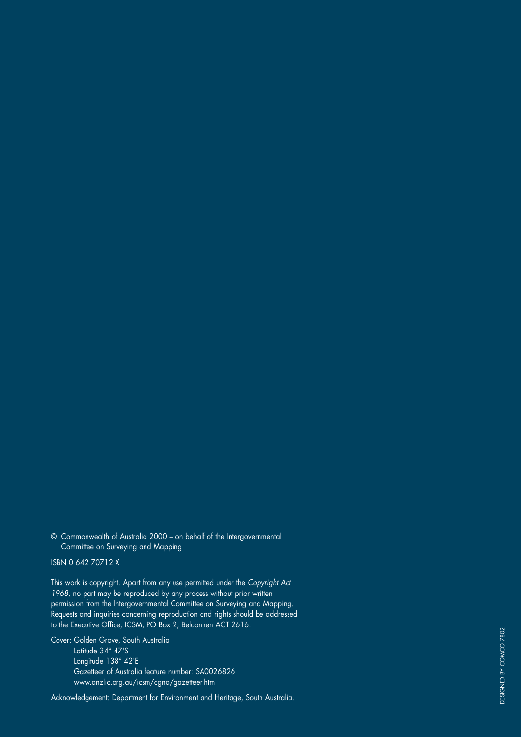© Commonwealth of Australia 2000 – on behalf of the Intergovernmental Committee on Surveying and Mapping

ISBN 0 642 70712 X

This work is copyright. Apart from any use permitted under the *Copyright Act 1968*, no part may be reproduced by any process without prior written permission from the Intergovernmental Committee on Surveying and Mapping. Requests and inquiries concerning reproduction and rights should be addressed to the Executive Office, ICSM, PO Box 2, Belconnen ACT 2616.

Cover: Golden Grove, South Australia
Latitude 34° 47'S
Longitude 138° 42'E
Gazetteer of Australia feature number: SA0026826
www.anzlic.org.au/icsm/cgna/gazetteer.htm

Acknowledgement: Department for Environment and Heritage, South Australia.

DESIGNED BY COMCO 7802